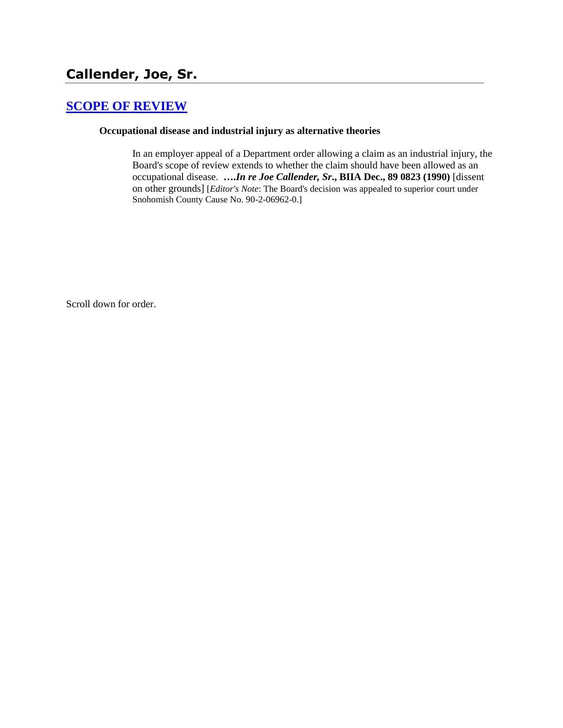# Callender, Joe, Sr.

## [SCOPE OF REVIEW]

**Occupational disease and industrial injury as alternative theories**

In an employer appeal of a Department order allowing a claim as an industrial injury, the Board's scope of review extends to whether the claim should have been allowed as an occupational disease. ***….In re Joe Callender, Sr*., BIIA Dec., 89 0823 (1990)** [dissent on other grounds] [*Editor's Note*: The Board's decision was appealed to superior court under Snohomish County Cause No. 90-2-06962-0.]

Scroll down for order.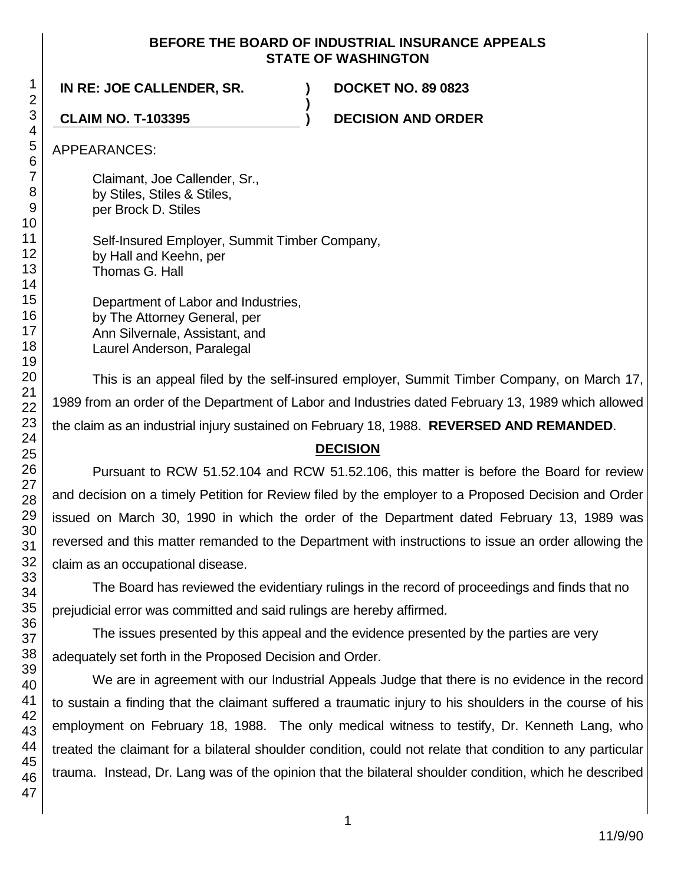**BEFORE THE BOARD OF INDUSTRIAL INSURANCE APPEALS STATE OF WASHINGTON**

**IN RE: JOE CALLENDER, SR.** ) **DOCKET NO. 89 0823**

**CLAIM NO. T-103395** ) **DECISION AND ORDER**

APPEARANCES:

Claimant, Joe Callender, Sr.,
by Stiles, Stiles & Stiles,
per Brock D. Stiles

Self-Insured Employer, Summit Timber Company,
by Hall and Keehn, per
Thomas G. Hall

Department of Labor and Industries,
by The Attorney General, per
Ann Silvernale, Assistant, and
Laurel Anderson, Paralegal

This is an appeal filed by the self-insured employer, Summit Timber Company, on March 17, 1989 from an order of the Department of Labor and Industries dated February 13, 1989 which allowed the claim as an industrial injury sustained on February 18, 1988. **REVERSED AND REMANDED**.

## DECISION

Pursuant to RCW 51.52.104 and RCW 51.52.106, this matter is before the Board for review and decision on a timely Petition for Review filed by the employer to a Proposed Decision and Order issued on March 30, 1990 in which the order of the Department dated February 13, 1989 was reversed and this matter remanded to the Department with instructions to issue an order allowing the claim as an occupational disease.

The Board has reviewed the evidentiary rulings in the record of proceedings and finds that no prejudicial error was committed and said rulings are hereby affirmed.

The issues presented by this appeal and the evidence presented by the parties are very adequately set forth in the Proposed Decision and Order.

We are in agreement with our Industrial Appeals Judge that there is no evidence in the record to sustain a finding that the claimant suffered a traumatic injury to his shoulders in the course of his employment on February 18, 1988. The only medical witness to testify, Dr. Kenneth Lang, who treated the claimant for a bilateral shoulder condition, could not relate that condition to any particular trauma. Instead, Dr. Lang was of the opinion that the bilateral shoulder condition, which he described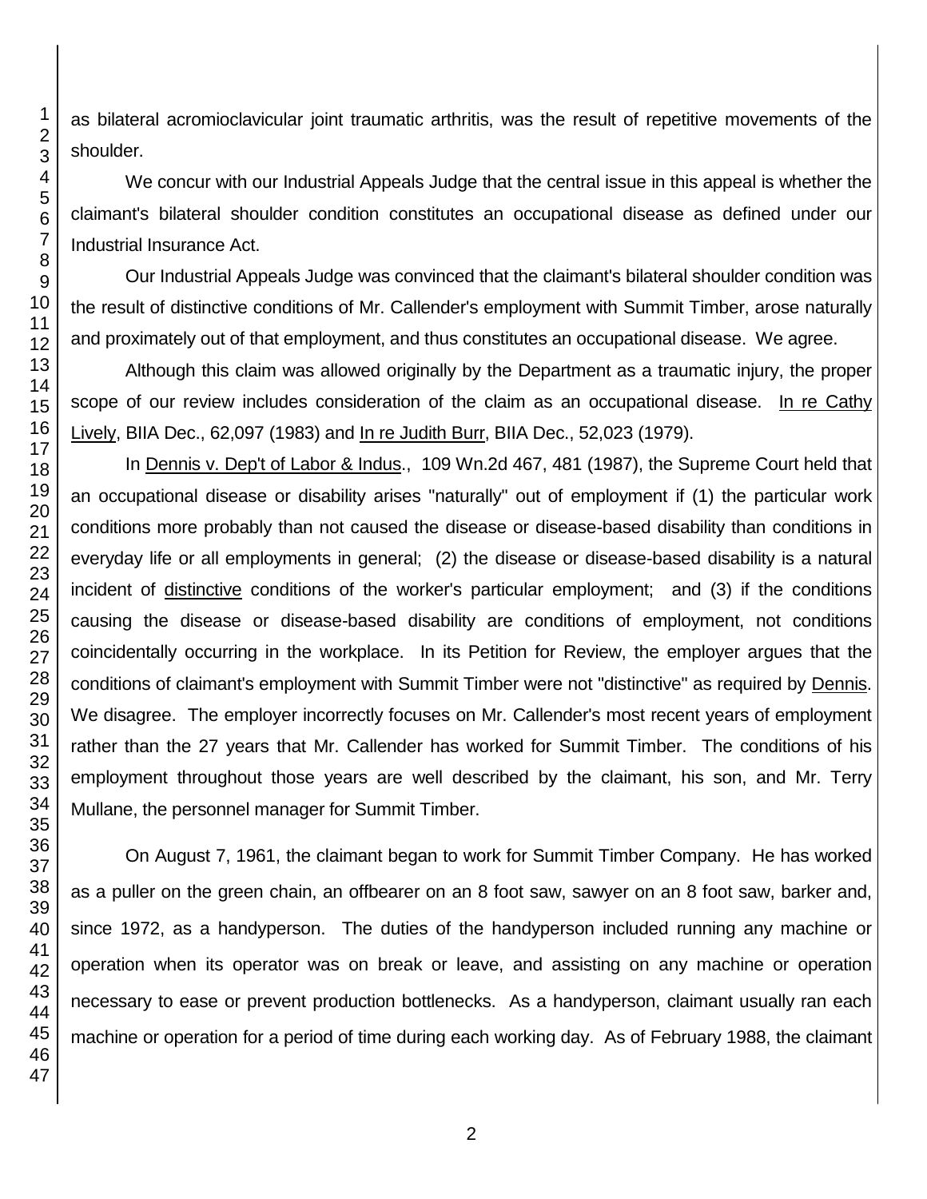as bilateral acromioclavicular joint traumatic arthritis, was the result of repetitive movements of the shoulder.

We concur with our Industrial Appeals Judge that the central issue in this appeal is whether the claimant's bilateral shoulder condition constitutes an occupational disease as defined under our Industrial Insurance Act.

Our Industrial Appeals Judge was convinced that the claimant's bilateral shoulder condition was the result of distinctive conditions of Mr. Callender's employment with Summit Timber, arose naturally and proximately out of that employment, and thus constitutes an occupational disease. We agree.

Although this claim was allowed originally by the Department as a traumatic injury, the proper scope of our review includes consideration of the claim as an occupational disease. In re Cathy Lively, BIIA Dec., 62,097 (1983) and In re Judith Burr, BIIA Dec., 52,023 (1979).

In Dennis v. Dep't of Labor & Indus., 109 Wn.2d 467, 481 (1987), the Supreme Court held that an occupational disease or disability arises "naturally" out of employment if (1) the particular work conditions more probably than not caused the disease or disease-based disability than conditions in everyday life or all employments in general; (2) the disease or disease-based disability is a natural incident of distinctive conditions of the worker's particular employment; and (3) if the conditions causing the disease or disease-based disability are conditions of employment, not conditions coincidentally occurring in the workplace. In its Petition for Review, the employer argues that the conditions of claimant's employment with Summit Timber were not "distinctive" as required by Dennis. We disagree. The employer incorrectly focuses on Mr. Callender's most recent years of employment rather than the 27 years that Mr. Callender has worked for Summit Timber. The conditions of his employment throughout those years are well described by the claimant, his son, and Mr. Terry Mullane, the personnel manager for Summit Timber.

On August 7, 1961, the claimant began to work for Summit Timber Company. He has worked as a puller on the green chain, an offbearer on an 8 foot saw, sawyer on an 8 foot saw, barker and, since 1972, as a handyperson. The duties of the handyperson included running any machine or operation when its operator was on break or leave, and assisting on any machine or operation necessary to ease or prevent production bottlenecks. As a handyperson, claimant usually ran each machine or operation for a period of time during each working day. As of February 1988, the claimant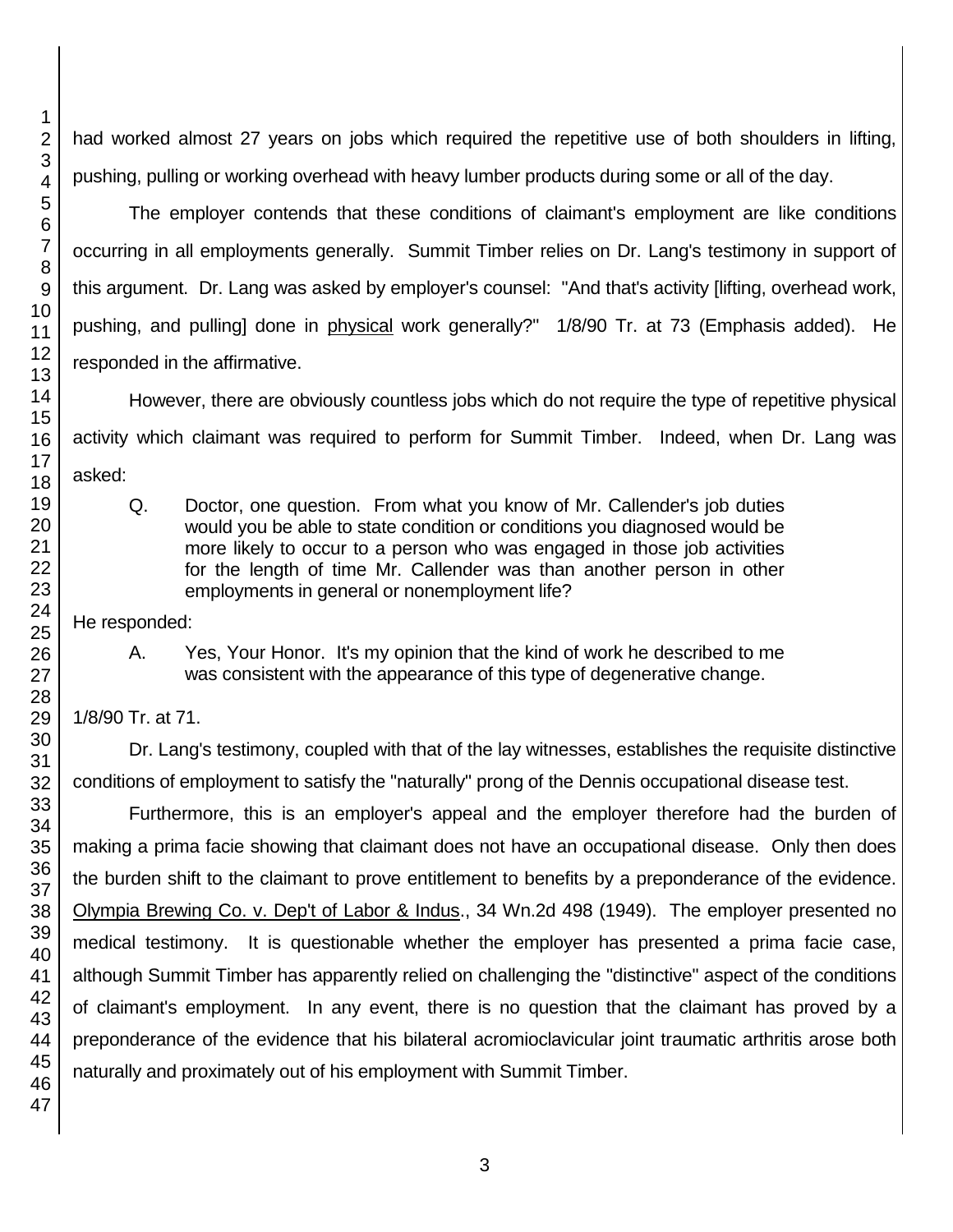had worked almost 27 years on jobs which required the repetitive use of both shoulders in lifting, pushing, pulling or working overhead with heavy lumber products during some or all of the day.

The employer contends that these conditions of claimant's employment are like conditions occurring in all employments generally. Summit Timber relies on Dr. Lang's testimony in support of this argument. Dr. Lang was asked by employer's counsel: "And that's activity [lifting, overhead work, pushing, and pulling] done in physical work generally?" 1/8/90 Tr. at 73 (Emphasis added). He responded in the affirmative.

However, there are obviously countless jobs which do not require the type of repetitive physical activity which claimant was required to perform for Summit Timber. Indeed, when Dr. Lang was asked:

> Q. Doctor, one question. From what you know of Mr. Callender's job duties would you be able to state condition or conditions you diagnosed would be more likely to occur to a person who was engaged in those job activities for the length of time Mr. Callender was than another person in other employments in general or nonemployment life?

He responded:

> A. Yes, Your Honor. It's my opinion that the kind of work he described to me was consistent with the appearance of this type of degenerative change.

1/8/90 Tr. at 71.

Dr. Lang's testimony, coupled with that of the lay witnesses, establishes the requisite distinctive conditions of employment to satisfy the "naturally" prong of the Dennis occupational disease test.

Furthermore, this is an employer's appeal and the employer therefore had the burden of making a prima facie showing that claimant does not have an occupational disease. Only then does the burden shift to the claimant to prove entitlement to benefits by a preponderance of the evidence. Olympia Brewing Co. v. Dep't of Labor & Indus., 34 Wn.2d 498 (1949). The employer presented no medical testimony. It is questionable whether the employer has presented a prima facie case, although Summit Timber has apparently relied on challenging the "distinctive" aspect of the conditions of claimant's employment. In any event, there is no question that the claimant has proved by a preponderance of the evidence that his bilateral acromioclavicular joint traumatic arthritis arose both naturally and proximately out of his employment with Summit Timber.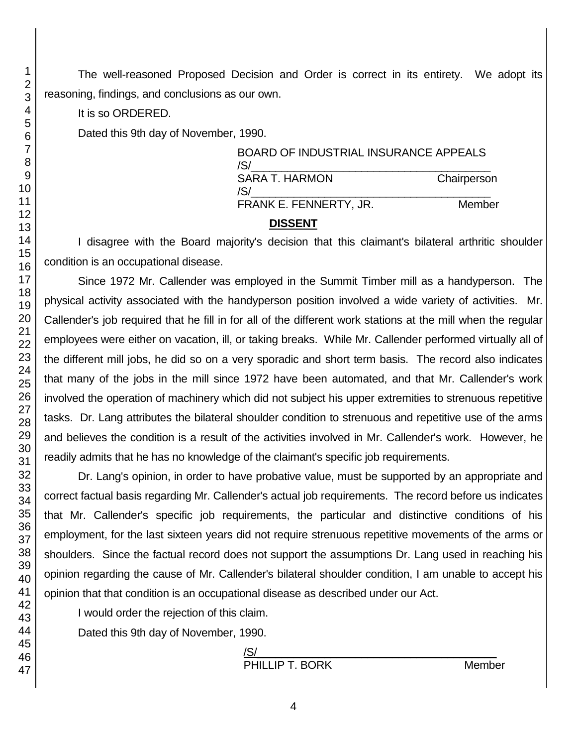The well-reasoned Proposed Decision and Order is correct in its entirety. We adopt its reasoning, findings, and conclusions as our own.

It is so ORDERED.

Dated this 9th day of November, 1990.

BOARD OF INDUSTRIAL INSURANCE APPEALS

/S/______________________________________

SARA T. HARMON Chairperson

/S/______________________________________

FRANK E. FENNERTY, JR. Member

**DISSENT**

I disagree with the Board majority's decision that this claimant's bilateral arthritic shoulder condition is an occupational disease.

Since 1972 Mr. Callender was employed in the Summit Timber mill as a handyperson. The physical activity associated with the handyperson position involved a wide variety of activities. Mr. Callender's job required that he fill in for all of the different work stations at the mill when the regular employees were either on vacation, ill, or taking breaks. While Mr. Callender performed virtually all of the different mill jobs, he did so on a very sporadic and short term basis. The record also indicates that many of the jobs in the mill since 1972 have been automated, and that Mr. Callender's work involved the operation of machinery which did not subject his upper extremities to strenuous repetitive tasks. Dr. Lang attributes the bilateral shoulder condition to strenuous and repetitive use of the arms and believes the condition is a result of the activities involved in Mr. Callender's work. However, he readily admits that he has no knowledge of the claimant's specific job requirements.

Dr. Lang's opinion, in order to have probative value, must be supported by an appropriate and correct factual basis regarding Mr. Callender's actual job requirements. The record before us indicates that Mr. Callender's specific job requirements, the particular and distinctive conditions of his employment, for the last sixteen years did not require strenuous repetitive movements of the arms or shoulders. Since the factual record does not support the assumptions Dr. Lang used in reaching his opinion regarding the cause of Mr. Callender's bilateral shoulder condition, I am unable to accept his opinion that that condition is an occupational disease as described under our Act.

I would order the rejection of this claim.

Dated this 9th day of November, 1990.

/S/______________________________________

PHILLIP T. BORK Member